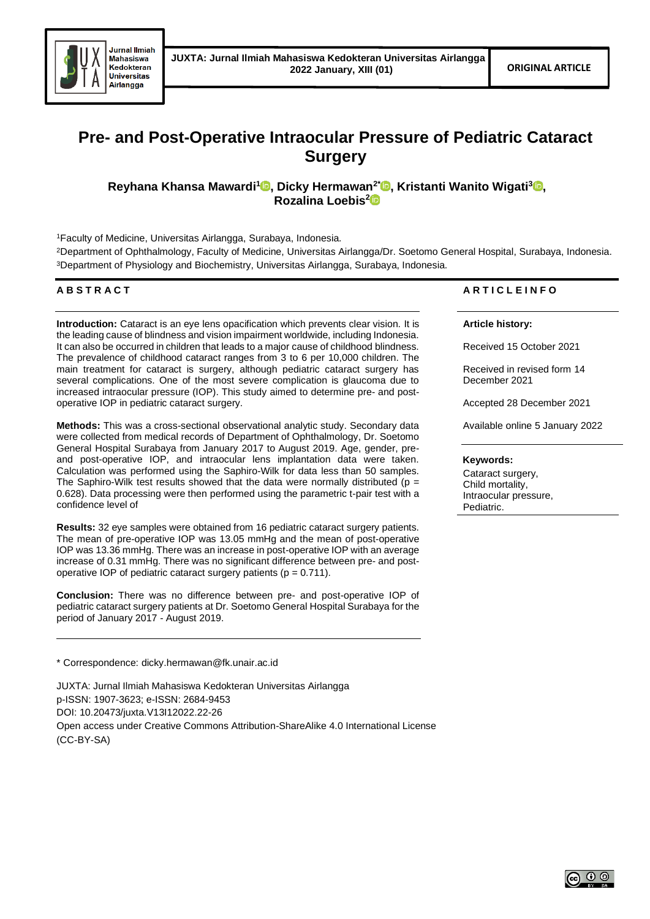# Pre- and Post-Operative Intraocular Pressure of Pediatric Cataract Surgery

**Reyhana Khansa Mawardi[1], Dicky Hermawan[2*], Kristanti Wanito Wigati[3], Rozalina Loebis[2]**

[1]Faculty of Medicine, Universitas Airlangga, Surabaya, Indonesia.

[2]Department of Ophthalmology, Faculty of Medicine, Universitas Airlangga/Dr. Soetomo General Hospital, Surabaya, Indonesia.

[3]Department of Physiology and Biochemistry, Universitas Airlangga, Surabaya, Indonesia.

## ABSTRACT

**Introduction:** Cataract is an eye lens opacification which prevents clear vision. It is the leading cause of blindness and vision impairment worldwide, including Indonesia. It can also be occurred in children that leads to a major cause of childhood blindness. The prevalence of childhood cataract ranges from 3 to 6 per 10,000 children. The main treatment for cataract is surgery, although pediatric cataract surgery has several complications. One of the most severe complication is glaucoma due to increased intraocular pressure (IOP). This study aimed to determine pre- and post-operative IOP in pediatric cataract surgery.

**Methods:** This was a cross-sectional observational analytic study. Secondary data were collected from medical records of Department of Ophthalmology, Dr. Soetomo General Hospital Surabaya from January 2017 to August 2019. Age, gender, pre- and post-operative IOP, and intraocular lens implantation data were taken. Calculation was performed using the Saphiro-Wilk for data less than 50 samples. The Saphiro-Wilk test results showed that the data were normally distributed ($p = 0.628$). Data processing were then performed using the parametric t-pair test with a confidence level of

**Results:** 32 eye samples were obtained from 16 pediatric cataract surgery patients. The mean of pre-operative IOP was 13.05 mmHg and the mean of post-operative IOP was 13.36 mmHg. There was an increase in post-operative IOP with an average increase of 0.31 mmHg. There was no significant difference between pre- and post-operative IOP of pediatric cataract surgery patients ($p = 0.711$).

**Conclusion:** There was no difference between pre- and post-operative IOP of pediatric cataract surgery patients at Dr. Soetomo General Hospital Surabaya for the period of January 2017 - August 2019.

## ARTICLE INFO

**Article history:**

Received 15 October 2021

Received in revised form 14 December 2021

Accepted 28 December 2021

Available online 5 January 2022

**Keywords:**

Cataract surgery,
Child mortality,
Intraocular pressure,
Pediatric.

---

\* Correspondence: dicky.hermawan@fk.unair.ac.id

JUXTA: Jurnal Ilmiah Mahasiswa Kedokteran Universitas Airlangga
p-ISSN: 1907-3623; e-ISSN: 2684-9453
DOI: 10.20473/juxta.V13I12022.22-26
Open access under Creative Commons Attribution-ShareAlike 4.0 International License (CC-BY-SA)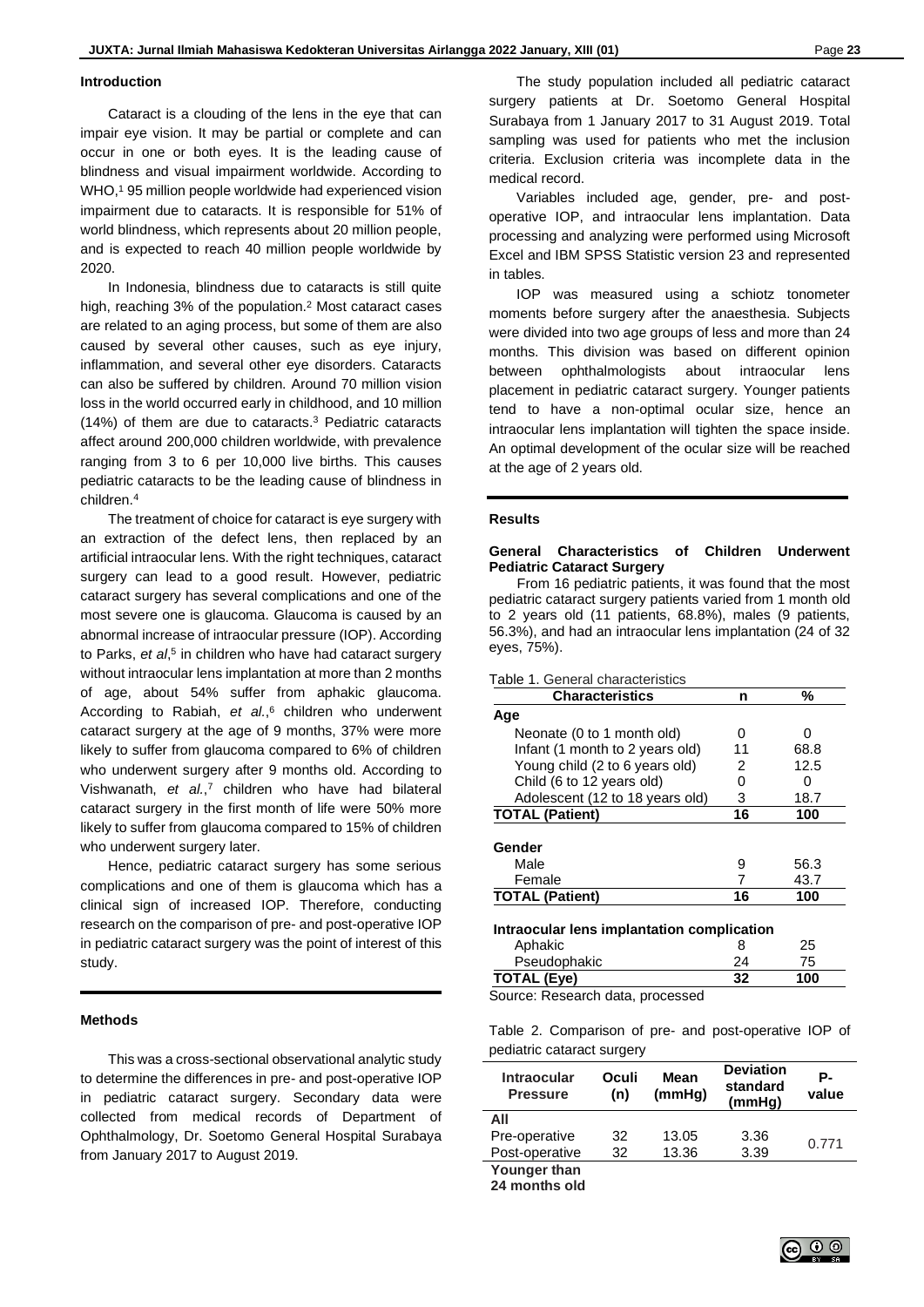## Introduction

Cataract is a clouding of the lens in the eye that can impair eye vision. It may be partial or complete and can occur in one or both eyes. It is the leading cause of blindness and visual impairment worldwide. According to WHO,[1] 95 million people worldwide had experienced vision impairment due to cataracts. It is responsible for 51% of world blindness, which represents about 20 million people, and is expected to reach 40 million people worldwide by 2020.

In Indonesia, blindness due to cataracts is still quite high, reaching 3% of the population.[2] Most cataract cases are related to an aging process, but some of them are also caused by several other causes, such as eye injury, inflammation, and several other eye disorders. Cataracts can also be suffered by children. Around 70 million vision loss in the world occurred early in childhood, and 10 million (14%) of them are due to cataracts.[3] Pediatric cataracts affect around 200,000 children worldwide, with prevalence ranging from 3 to 6 per 10,000 live births. This causes pediatric cataracts to be the leading cause of blindness in children.[4]

The treatment of choice for cataract is eye surgery with an extraction of the defect lens, then replaced by an artificial intraocular lens. With the right techniques, cataract surgery can lead to a good result. However, pediatric cataract surgery has several complications and one of the most severe one is glaucoma. Glaucoma is caused by an abnormal increase of intraocular pressure (IOP). According to Parks, *et al*,[5] in children who have had cataract surgery without intraocular lens implantation at more than 2 months of age, about 54% suffer from aphakic glaucoma. According to Rabiah, *et al.*,[6] children who underwent cataract surgery at the age of 9 months, 37% were more likely to suffer from glaucoma compared to 6% of children who underwent surgery after 9 months old. According to Vishwanath, *et al.*,[7] children who have had bilateral cataract surgery in the first month of life were 50% more likely to suffer from glaucoma compared to 15% of children who underwent surgery later.

Hence, pediatric cataract surgery has some serious complications and one of them is glaucoma which has a clinical sign of increased IOP. Therefore, conducting research on the comparison of pre- and post-operative IOP in pediatric cataract surgery was the point of interest of this study.

## Methods

This was a cross-sectional observational analytic study to determine the differences in pre- and post-operative IOP in pediatric cataract surgery. Secondary data were collected from medical records of Department of Ophthalmology, Dr. Soetomo General Hospital Surabaya from January 2017 to August 2019.

The study population included all pediatric cataract surgery patients at Dr. Soetomo General Hospital Surabaya from 1 January 2017 to 31 August 2019. Total sampling was used for patients who met the inclusion criteria. Exclusion criteria was incomplete data in the medical record.

Variables included age, gender, pre- and post-operative IOP, and intraocular lens implantation. Data processing and analyzing were performed using Microsoft Excel and IBM SPSS Statistic version 23 and represented in tables.

IOP was measured using a schiotz tonometer moments before surgery after the anaesthesia. Subjects were divided into two age groups of less and more than 24 months. This division was based on different opinion between ophthalmologists about intraocular lens placement in pediatric cataract surgery. Younger patients tend to have a non-optimal ocular size, hence an intraocular lens implantation will tighten the space inside. An optimal development of the ocular size will be reached at the age of 2 years old.

## Results

### General Characteristics of Children Underwent Pediatric Cataract Surgery

From 16 pediatric patients, it was found that the most pediatric cataract surgery patients varied from 1 month old to 2 years old (11 patients, 68.8%), males (9 patients, 56.3%), and had an intraocular lens implantation (24 of 32 eyes, 75%).

Table 1. General characteristics

| Characteristics | n | % |
|---|---|---|
| **Age** | | |
| Neonate (0 to 1 month old) | 0 | 0 |
| Infant (1 month to 2 years old) | 11 | 68.8 |
| Young child (2 to 6 years old) | 2 | 12.5 |
| Child (6 to 12 years old) | 0 | 0 |
| Adolescent (12 to 18 years old) | 3 | 18.7 |
| **TOTAL (Patient)** | **16** | **100** |
| **Gender** | | |
| Male | 9 | 56.3 |
| Female | 7 | 43.7 |
| **TOTAL (Patient)** | **16** | **100** |
| **Intraocular lens implantation complication** | | |
| Aphakic | 8 | 25 |
| Pseudophakic | 24 | 75 |
| **TOTAL (Eye)** | **32** | **100** |

Source: Research data, processed

Table 2. Comparison of pre- and post-operative IOP of pediatric cataract surgery

| Intraocular Pressure | Oculi (n) | Mean (mmHg) | Deviation standard (mmHg) | P-value |
|---|---|---|---|---|
| **All** | | | | |
| Pre-operative | 32 | 13.05 | 3.36 | 0.771 |
| Post-operative | 32 | 13.36 | 3.39 | |
| **Younger than 24 months old** | | | | |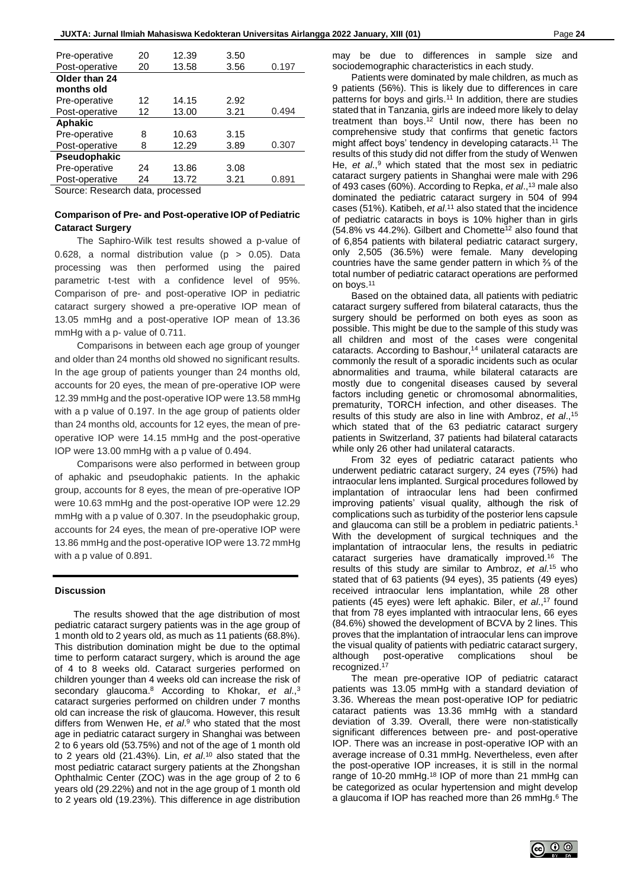| | | | | |
|---|---|---|---|---|
| Pre-operative | 20 | 12.39 | 3.50 | |
| Post-operative | 20 | 13.58 | 3.56 | 0.197 |
| **Older than 24 months old** | | | | |
| Pre-operative | 12 | 14.15 | 2.92 | |
| Post-operative | 12 | 13.00 | 3.21 | 0.494 |
| **Aphakic** | | | | |
| Pre-operative | 8 | 10.63 | 3.15 | |
| Post-operative | 8 | 12.29 | 3.89 | 0.307 |
| **Pseudophakic** | | | | |
| Pre-operative | 24 | 13.86 | 3.08 | |
| Post-operative | 24 | 13.72 | 3.21 | 0.891 |

Source: Research data, processed

### Comparison of Pre- and Post-operative IOP of Pediatric Cataract Surgery

The Saphiro-Wilk test results showed a p-value of 0.628, a normal distribution value ($p > 0.05$). Data processing was then performed using the paired parametric t-test with a confidence level of 95%. Comparison of pre- and post-operative IOP in pediatric cataract surgery showed a pre-operative IOP mean of 13.05 mmHg and a post-operative IOP mean of 13.36 mmHg with a p- value of 0.711.

Comparisons in between each age group of younger and older than 24 months old showed no significant results. In the age group of patients younger than 24 months old, accounts for 20 eyes, the mean of pre-operative IOP were 12.39 mmHg and the post-operative IOP were 13.58 mmHg with a p value of 0.197. In the age group of patients older than 24 months old, accounts for 12 eyes, the mean of pre-operative IOP were 14.15 mmHg and the post-operative IOP were 13.00 mmHg with a p value of 0.494.

Comparisons were also performed in between group of aphakic and pseudophakic patients. In the aphakic group, accounts for 8 eyes, the mean of pre-operative IOP were 10.63 mmHg and the post-operative IOP were 12.29 mmHg with a p value of 0.307. In the pseudophakic group, accounts for 24 eyes, the mean of pre-operative IOP were 13.86 mmHg and the post-operative IOP were 13.72 mmHg with a p value of 0.891.

## Discussion

The results showed that the age distribution of most pediatric cataract surgery patients was in the age group of 1 month old to 2 years old, as much as 11 patients (68.8%). This distribution domination might be due to the optimal time to perform cataract surgery, which is around the age of 4 to 8 weeks old. Cataract surgeries performed on children younger than 4 weeks old can increase the risk of secondary glaucoma.[8] According to Khokar, *et al*.,[3] cataract surgeries performed on children under 7 months old can increase the risk of glaucoma. However, this result differs from Wenwen He, *et al*.[9] who stated that the most age in pediatric cataract surgery in Shanghai was between 2 to 6 years old (53.75%) and not of the age of 1 month old to 2 years old (21.43%). Lin, *et al*.[10] also stated that the most pediatric cataract surgery patients at the Zhongshan Ophthalmic Center (ZOC) was in the age group of 2 to 6 years old (29.22%) and not in the age group of 1 month old to 2 years old (19.23%). This difference in age distribution may be due to differences in sample size and sociodemographic characteristics in each study.

Patients were dominated by male children, as much as 9 patients (56%). This is likely due to differences in care patterns for boys and girls.[11] In addition, there are studies stated that in Tanzania, girls are indeed more likely to delay treatment than boys.[12] Until now, there has been no comprehensive study that confirms that genetic factors might affect boys' tendency in developing cataracts.[11] The results of this study did not differ from the study of Wenwen He, *et al*.,[9] which stated that the most sex in pediatric cataract surgery patients in Shanghai were male with 296 of 493 cases (60%). According to Repka, *et al*.,[13] male also dominated the pediatric cataract surgery in 504 of 994 cases (51%). Katibeh, *et al*.[11] also stated that the incidence of pediatric cataracts in boys is 10% higher than in girls (54.8% vs 44.2%). Gilbert and Chomette[12] also found that of 6,854 patients with bilateral pediatric cataract surgery, only 2,505 (36.5%) were female. Many developing countries have the same gender pattern in which ⅔ of the total number of pediatric cataract operations are performed on boys.[11]

Based on the obtained data, all patients with pediatric cataract surgery suffered from bilateral cataracts, thus the surgery should be performed on both eyes as soon as possible. This might be due to the sample of this study was all children and most of the cases were congenital cataracts. According to Bashour,[14] unilateral cataracts are commonly the result of a sporadic incidents such as ocular abnormalities and trauma, while bilateral cataracts are mostly due to congenital diseases caused by several factors including genetic or chromosomal abnormalities, prematurity, TORCH infection, and other diseases. The results of this study are also in line with Ambroz, *et al*.,[15] which stated that of the 63 pediatric cataract surgery patients in Switzerland, 37 patients had bilateral cataracts while only 26 other had unilateral cataracts.

From 32 eyes of pediatric cataract patients who underwent pediatric cataract surgery, 24 eyes (75%) had intraocular lens implanted. Surgical procedures followed by implantation of intraocular lens had been confirmed improving patients' visual quality, although the risk of complications such as turbidity of the posterior lens capsule and glaucoma can still be a problem in pediatric patients.[1] With the development of surgical techniques and the implantation of intraocular lens, the results in pediatric cataract surgeries have dramatically improved.[16] The results of this study are similar to Ambroz, *et al*.[15] who stated that of 63 patients (94 eyes), 35 patients (49 eyes) received intraocular lens implantation, while 28 other patients (45 eyes) were left aphakic. Biler, *et al*.,[17] found that from 78 eyes implanted with intraocular lens, 66 eyes (84.6%) showed the development of BCVA by 2 lines. This proves that the implantation of intraocular lens can improve the visual quality of patients with pediatric cataract surgery, although post-operative complications shoul be recognized.[17]

The mean pre-operative IOP of pediatric cataract patients was 13.05 mmHg with a standard deviation of 3.36. Whereas the mean post-operative IOP for pediatric cataract patients was 13.36 mmHg with a standard deviation of 3.39. Overall, there were non-statistically significant differences between pre- and post-operative IOP. There was an increase in post-operative IOP with an average increase of 0.31 mmHg. Nevertheless, even after the post-operative IOP increases, it is still in the normal range of 10-20 mmHg.[18] IOP of more than 21 mmHg can be categorized as ocular hypertension and might develop a glaucoma if IOP has reached more than 26 mmHg.[6] The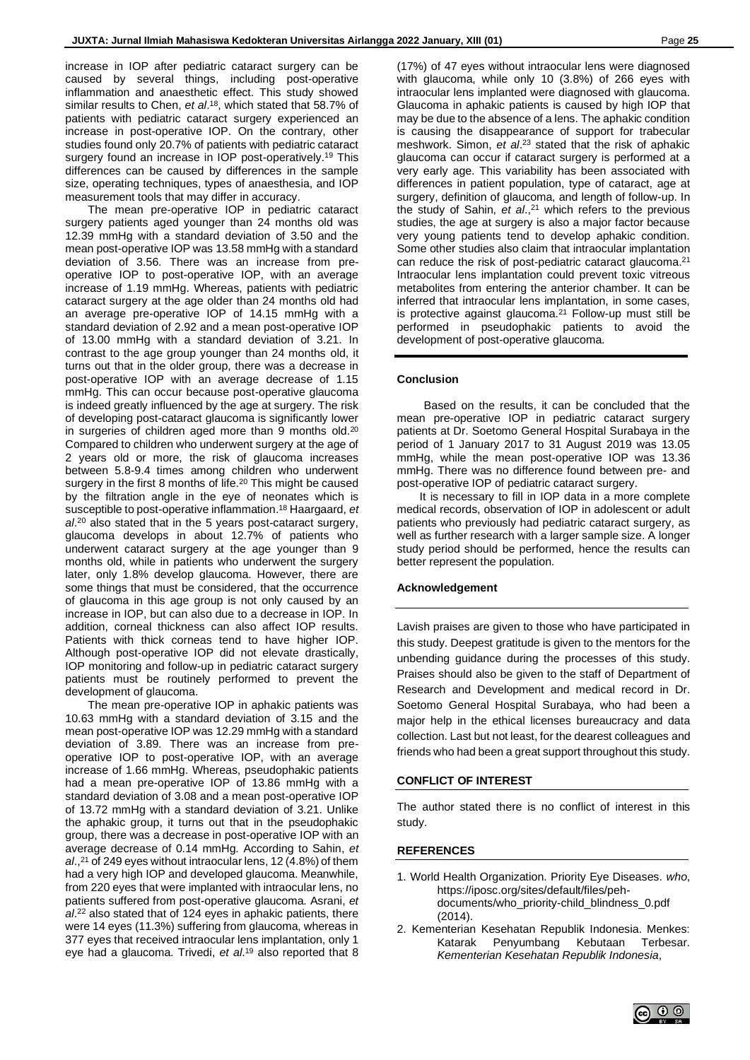increase in IOP after pediatric cataract surgery can be caused by several things, including post-operative inflammation and anaesthetic effect. This study showed similar results to Chen, *et al*.[18], which stated that 58.7% of patients with pediatric cataract surgery experienced an increase in post-operative IOP. On the contrary, other studies found only 20.7% of patients with pediatric cataract surgery found an increase in IOP post-operatively.[19] This differences can be caused by differences in the sample size, operating techniques, types of anaesthesia, and IOP measurement tools that may differ in accuracy.

The mean pre-operative IOP in pediatric cataract surgery patients aged younger than 24 months old was 12.39 mmHg with a standard deviation of 3.50 and the mean post-operative IOP was 13.58 mmHg with a standard deviation of 3.56. There was an increase from pre-operative IOP to post-operative IOP, with an average increase of 1.19 mmHg. Whereas, patients with pediatric cataract surgery at the age older than 24 months old had an average pre-operative IOP of 14.15 mmHg with a standard deviation of 2.92 and a mean post-operative IOP of 13.00 mmHg with a standard deviation of 3.21. In contrast to the age group younger than 24 months old, it turns out that in the older group, there was a decrease in post-operative IOP with an average decrease of 1.15 mmHg. This can occur because post-operative glaucoma is indeed greatly influenced by the age at surgery. The risk of developing post-cataract glaucoma is significantly lower in surgeries of children aged more than 9 months old.[20] Compared to children who underwent surgery at the age of 2 years old or more, the risk of glaucoma increases between 5.8-9.4 times among children who underwent surgery in the first 8 months of life.[20] This might be caused by the filtration angle in the eye of neonates which is susceptible to post-operative inflammation.[18] Haargaard, *et al*.[20] also stated that in the 5 years post-cataract surgery, glaucoma develops in about 12.7% of patients who underwent cataract surgery at the age younger than 9 months old, while in patients who underwent the surgery later, only 1.8% develop glaucoma. However, there are some things that must be considered, that the occurrence of glaucoma in this age group is not only caused by an increase in IOP, but can also due to a decrease in IOP. In addition, corneal thickness can also affect IOP results. Patients with thick corneas tend to have higher IOP. Although post-operative IOP did not elevate drastically, IOP monitoring and follow-up in pediatric cataract surgery patients must be routinely performed to prevent the development of glaucoma.

The mean pre-operative IOP in aphakic patients was 10.63 mmHg with a standard deviation of 3.15 and the mean post-operative IOP was 12.29 mmHg with a standard deviation of 3.89. There was an increase from pre-operative IOP to post-operative IOP, with an average increase of 1.66 mmHg. Whereas, pseudophakic patients had a mean pre-operative IOP of 13.86 mmHg with a standard deviation of 3.08 and a mean post-operative IOP of 13.72 mmHg with a standard deviation of 3.21. Unlike the aphakic group, it turns out that in the pseudophakic group, there was a decrease in post-operative IOP with an average decrease of 0.14 mmHg. According to Sahin, *et al*.,[21] of 249 eyes without intraocular lens, 12 (4.8%) of them had a very high IOP and developed glaucoma. Meanwhile, from 220 eyes that were implanted with intraocular lens, no patients suffered from post-operative glaucoma. Asrani, *et al*.[22] also stated that of 124 eyes in aphakic patients, there were 14 eyes (11.3%) suffering from glaucoma, whereas in 377 eyes that received intraocular lens implantation, only 1 eye had a glaucoma. Trivedi, *et al*.[19] also reported that 8 (17%) of 47 eyes without intraocular lens were diagnosed with glaucoma, while only 10 (3.8%) of 266 eyes with intraocular lens implanted were diagnosed with glaucoma. Glaucoma in aphakic patients is caused by high IOP that may be due to the absence of a lens. The aphakic condition is causing the disappearance of support for trabecular meshwork. Simon, *et al*.[23] stated that the risk of aphakic glaucoma can occur if cataract surgery is performed at a very early age. This variability has been associated with differences in patient population, type of cataract, age at surgery, definition of glaucoma, and length of follow-up. In the study of Sahin, *et al*.,[21] which refers to the previous studies, the age at surgery is also a major factor because very young patients tend to develop aphakic condition. Some other studies also claim that intraocular implantation can reduce the risk of post-pediatric cataract glaucoma.[21] Intraocular lens implantation could prevent toxic vitreous metabolites from entering the anterior chamber. It can be inferred that intraocular lens implantation, in some cases, is protective against glaucoma.[21] Follow-up must still be performed in pseudophakic patients to avoid the development of post-operative glaucoma.

## Conclusion

Based on the results, it can be concluded that the mean pre-operative IOP in pediatric cataract surgery patients at Dr. Soetomo General Hospital Surabaya in the period of 1 January 2017 to 31 August 2019 was 13.05 mmHg, while the mean post-operative IOP was 13.36 mmHg. There was no difference found between pre- and post-operative IOP of pediatric cataract surgery.

It is necessary to fill in IOP data in a more complete medical records, observation of IOP in adolescent or adult patients who previously had pediatric cataract surgery, as well as further research with a larger sample size. A longer study period should be performed, hence the results can better represent the population.

## Acknowledgement

Lavish praises are given to those who have participated in this study. Deepest gratitude is given to the mentors for the unbending guidance during the processes of this study. Praises should also be given to the staff of Department of Research and Development and medical record in Dr. Soetomo General Hospital Surabaya, who had been a major help in the ethical licenses bureaucracy and data collection. Last but not least, for the dearest colleagues and friends who had been a great support throughout this study.

## CONFLICT OF INTEREST

The author stated there is no conflict of interest in this study.

## REFERENCES

1. World Health Organization. Priority Eye Diseases. *who*, https://iposc.org/sites/default/files/peh-documents/who_priority-child_blindness_0.pdf (2014).
2. Kementerian Kesehatan Republik Indonesia. Menkes: Katarak Penyumbang Kebutaan Terbesar. *Kementerian Kesehatan Republik Indonesia*,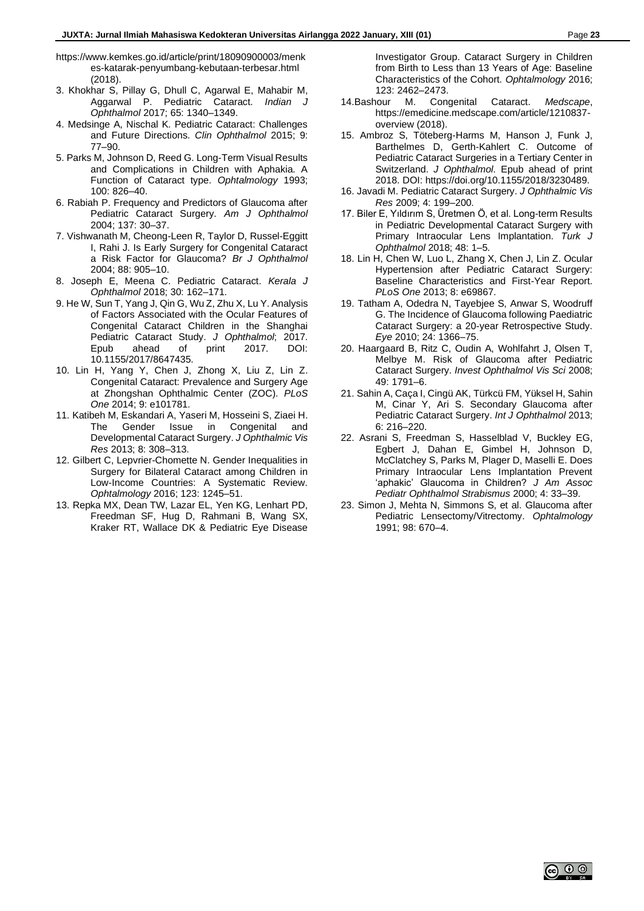https://www.kemkes.go.id/article/print/18090900003/menkes-katarak-penyumbang-kebutaan-terbesar.html (2018).

3. Khokhar S, Pillay G, Dhull C, Agarwal E, Mahabir M, Aggarwal P. Pediatric Cataract. *Indian J Ophthalmol* 2017; 65: 1340–1349.
4. Medsinge A, Nischal K. Pediatric Cataract: Challenges and Future Directions. *Clin Ophthalmol* 2015; 9: 77–90.
5. Parks M, Johnson D, Reed G. Long-Term Visual Results and Complications in Children with Aphakia. A Function of Cataract type. *Ophtalmology* 1993; 100: 826–40.
6. Rabiah P. Frequency and Predictors of Glaucoma after Pediatric Cataract Surgery. *Am J Ophthalmol* 2004; 137: 30–37.
7. Vishwanath M, Cheong-Leen R, Taylor D, Russel-Eggitt I, Rahi J. Is Early Surgery for Congenital Cataract a Risk Factor for Glaucoma? *Br J Ophthalmol* 2004; 88: 905–10.
8. Joseph E, Meena C. Pediatric Cataract. *Kerala J Ophthalmol* 2018; 30: 162–171.
9. He W, Sun T, Yang J, Qin G, Wu Z, Zhu X, Lu Y. Analysis of Factors Associated with the Ocular Features of Congenital Cataract Children in the Shanghai Pediatric Cataract Study. *J Ophthalmol*; 2017. Epub ahead of print 2017. DOI: 10.1155/2017/8647435.
10. Lin H, Yang Y, Chen J, Zhong X, Liu Z, Lin Z. Congenital Cataract: Prevalence and Surgery Age at Zhongshan Ophthalmic Center (ZOC). *PLoS One* 2014; 9: e101781.
11. Katibeh M, Eskandari A, Yaseri M, Hosseini S, Ziaei H. The Gender Issue in Congenital and Developmental Cataract Surgery. *J Ophthalmic Vis Res* 2013; 8: 308–313.
12. Gilbert C, Lepvrier-Chomette N. Gender Inequalities in Surgery for Bilateral Cataract among Children in Low-Income Countries: A Systematic Review. *Ophtalmology* 2016; 123: 1245–51.
13. Repka MX, Dean TW, Lazar EL, Yen KG, Lenhart PD, Freedman SF, Hug D, Rahmani B, Wang SX, Kraker RT, Wallace DK & Pediatric Eye Disease Investigator Group. Cataract Surgery in Children from Birth to Less than 13 Years of Age: Baseline Characteristics of the Cohort. *Ophtalmology* 2016; 123: 2462–2473.
14. Bashour M. Congenital Cataract. *Medscape*, https://emedicine.medscape.com/article/1210837-overview (2018).
15. Ambroz S, Töteberg-Harms M, Hanson J, Funk J, Barthelmes D, Gerth-Kahlert C. Outcome of Pediatric Cataract Surgeries in a Tertiary Center in Switzerland. *J Ophthalmol*. Epub ahead of print 2018. DOI: https://doi.org/10.1155/2018/3230489.
16. Javadi M. Pediatric Cataract Surgery. *J Ophthalmic Vis Res* 2009; 4: 199–200.
17. Biler E, Yıldırım S, Üretmen Ö, et al. Long-term Results in Pediatric Developmental Cataract Surgery with Primary Intraocular Lens Implantation. *Turk J Ophthalmol* 2018; 48: 1–5.
18. Lin H, Chen W, Luo L, Zhang X, Chen J, Lin Z. Ocular Hypertension after Pediatric Cataract Surgery: Baseline Characteristics and First-Year Report. *PLoS One* 2013; 8: e69867.
19. Tatham A, Odedra N, Tayebjee S, Anwar S, Woodruff G. The Incidence of Glaucoma following Paediatric Cataract Surgery: a 20-year Retrospective Study. *Eye* 2010; 24: 1366–75.
20. Haargaard B, Ritz C, Oudin A, Wohlfahrt J, Olsen T, Melbye M. Risk of Glaucoma after Pediatric Cataract Surgery. *Invest Ophthalmol Vis Sci* 2008; 49: 1791–6.
21. Sahin A, Caça I, Cingü AK, Türkcü FM, Yüksel H, Sahin M, Cinar Y, Ari S. Secondary Glaucoma after Pediatric Cataract Surgery. *Int J Ophthalmol* 2013; 6: 216–220.
22. Asrani S, Freedman S, Hasselblad V, Buckley EG, Egbert J, Dahan E, Gimbel H, Johnson D, McClatchey S, Parks M, Plager D, Maselli E. Does Primary Intraocular Lens Implantation Prevent 'aphakic' Glaucoma in Children? *J Am Assoc Pediatr Ophthalmol Strabismus* 2000; 4: 33–39.
23. Simon J, Mehta N, Simmons S, et al. Glaucoma after Pediatric Lensectomy/Vitrectomy. *Ophtalmology* 1991; 98: 670–4.